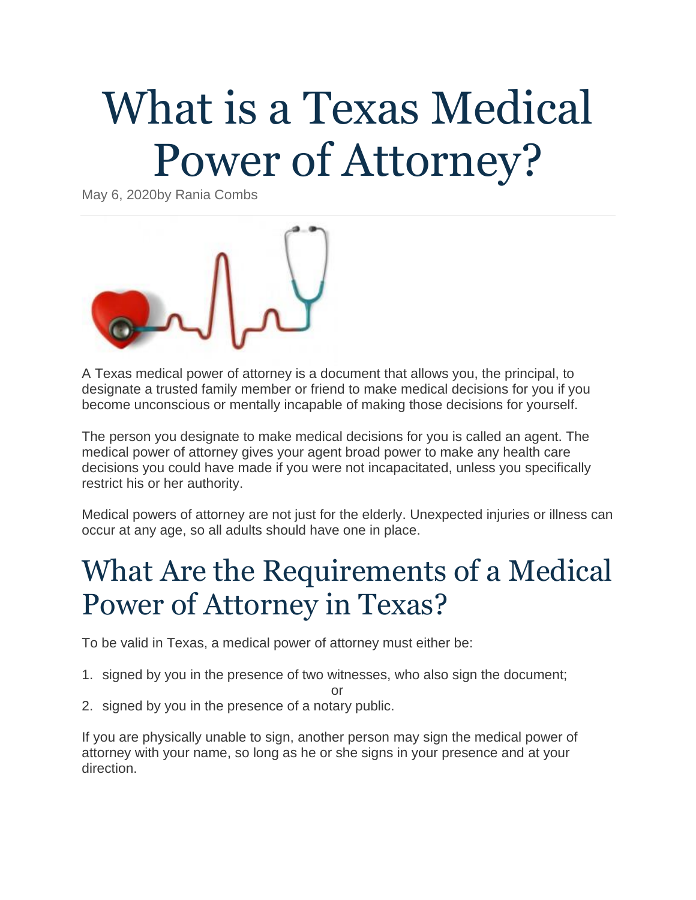# What is a Texas Medical Power of Attorney?

May 6, 2020by Rania Combs

A Texas medical power of attorney is a document that allows you, the principal, to designate a trusted family member or friend to make medical decisions for you if you become unconscious or mentally incapable of making those decisions for yourself.

The person you designate to make medical decisions for you is called an agent. The medical power of attorney gives your agent broad power to make any health care decisions you could have made if you were not incapacitated, unless you specifically restrict his or her authority.

Medical powers of attorney are not just for the elderly. Unexpected injuries or illness can occur at any age, so all adults should have one in place.

## What Are the Requirements of a Medical Power of Attorney in Texas?

To be valid in Texas, a medical power of attorney must either be:

1. signed by you in the presence of two witnesses, who also sign the document;

   or

2. signed by you in the presence of a notary public.

If you are physically unable to sign, another person may sign the medical power of attorney with your name, so long as he or she signs in your presence and at your direction.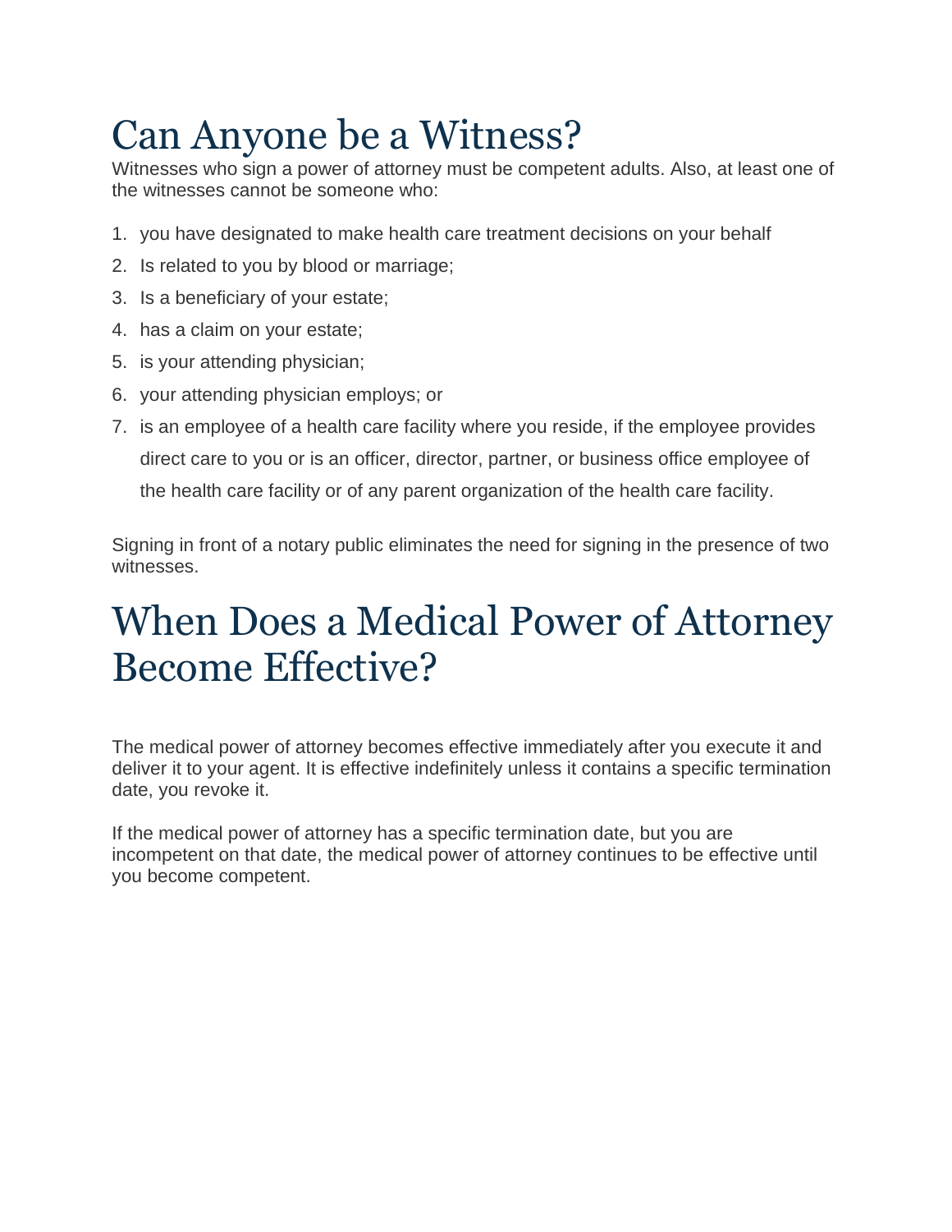# Can Anyone be a Witness?

Witnesses who sign a power of attorney must be competent adults. Also, at least one of the witnesses cannot be someone who:

1. you have designated to make health care treatment decisions on your behalf
2. Is related to you by blood or marriage;
3. Is a beneficiary of your estate;
4. has a claim on your estate;
5. is your attending physician;
6. your attending physician employs; or
7. is an employee of a health care facility where you reside, if the employee provides direct care to you or is an officer, director, partner, or business office employee of the health care facility or of any parent organization of the health care facility.

Signing in front of a notary public eliminates the need for signing in the presence of two witnesses.

# When Does a Medical Power of Attorney Become Effective?

The medical power of attorney becomes effective immediately after you execute it and deliver it to your agent. It is effective indefinitely unless it contains a specific termination date, you revoke it.

If the medical power of attorney has a specific termination date, but you are incompetent on that date, the medical power of attorney continues to be effective until you become competent.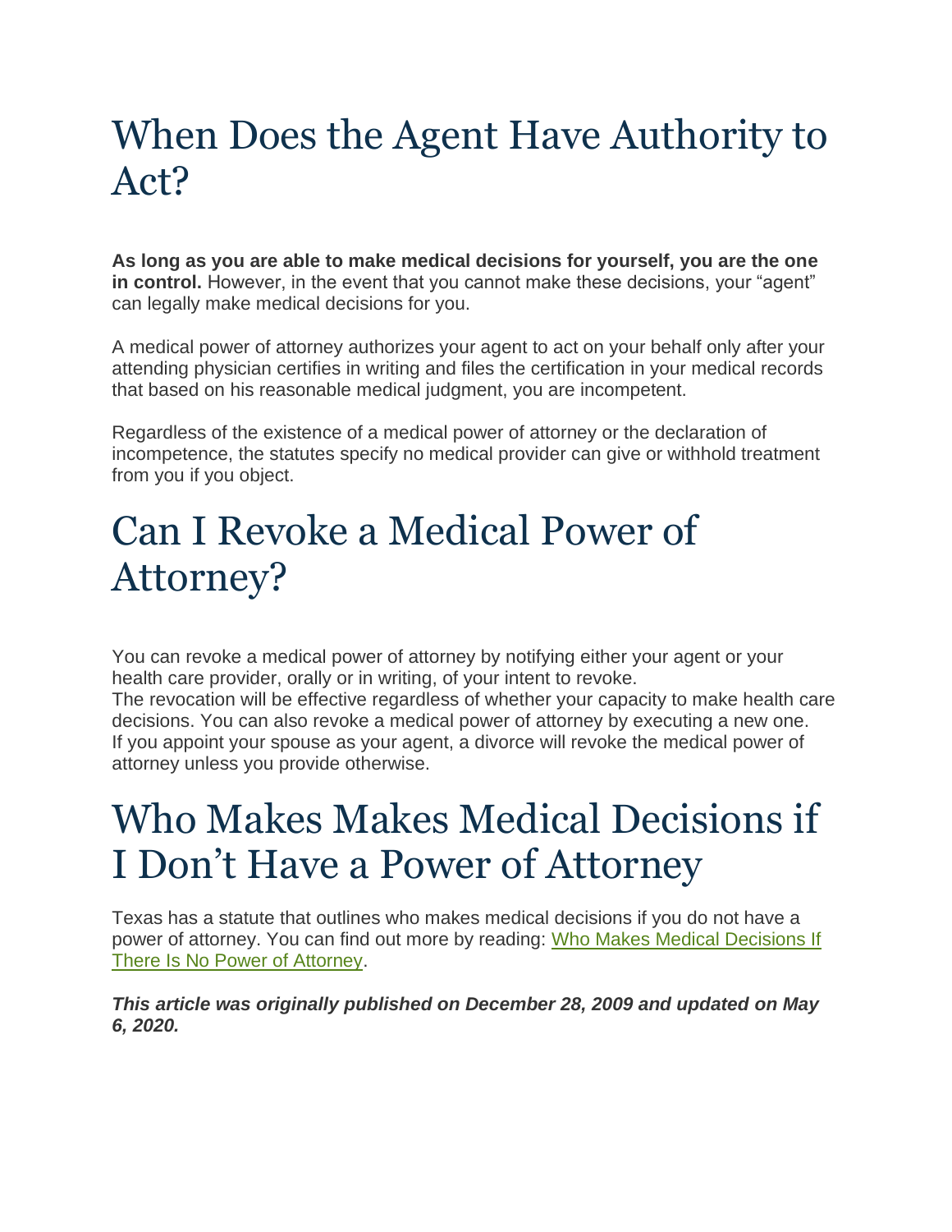# When Does the Agent Have Authority to Act?

**As long as you are able to make medical decisions for yourself, you are the one in control.** However, in the event that you cannot make these decisions, your "agent" can legally make medical decisions for you.

A medical power of attorney authorizes your agent to act on your behalf only after your attending physician certifies in writing and files the certification in your medical records that based on his reasonable medical judgment, you are incompetent.

Regardless of the existence of a medical power of attorney or the declaration of incompetence, the statutes specify no medical provider can give or withhold treatment from you if you object.

# Can I Revoke a Medical Power of Attorney?

You can revoke a medical power of attorney by notifying either your agent or your health care provider, orally or in writing, of your intent to revoke.
The revocation will be effective regardless of whether your capacity to make health care decisions. You can also revoke a medical power of attorney by executing a new one.
If you appoint your spouse as your agent, a divorce will revoke the medical power of attorney unless you provide otherwise.

# Who Makes Makes Medical Decisions if I Don't Have a Power of Attorney

Texas has a statute that outlines who makes medical decisions if you do not have a power of attorney. You can find out more by reading: Who Makes Medical Decisions If There Is No Power of Attorney.

***This article was originally published on December 28, 2009 and updated on May 6, 2020.***